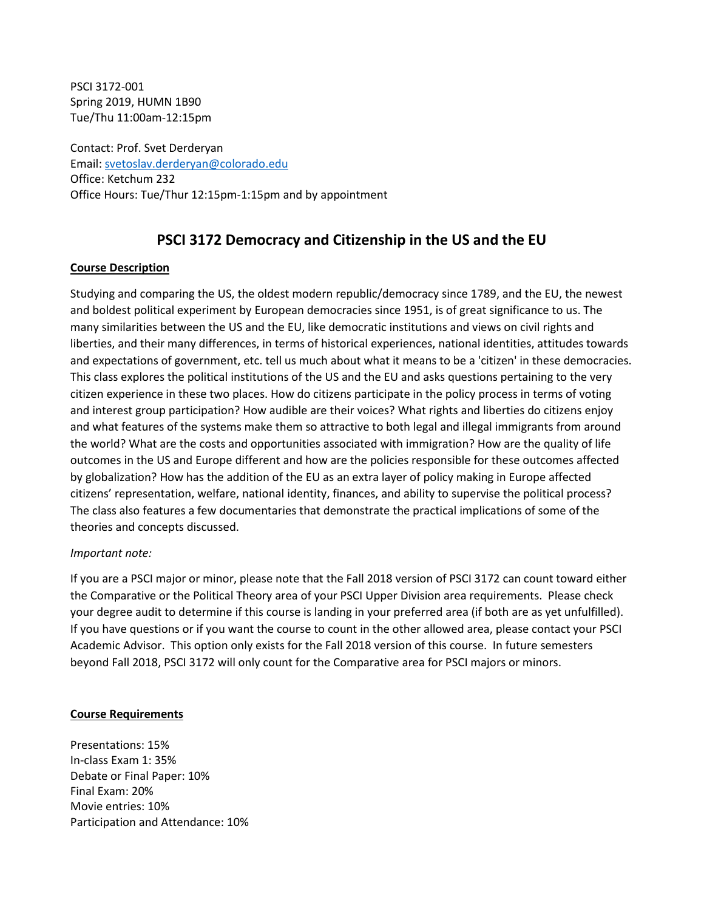PSCI 3172-001
Spring 2019, HUMN 1B90
Tue/Thu 11:00am-12:15pm

Contact: Prof. Svet Derderyan
Email: svetoslav.derderyan@colorado.edu
Office: Ketchum 232
Office Hours: Tue/Thur 12:15pm-1:15pm and by appointment

# PSCI 3172 Democracy and Citizenship in the US and the EU

## Course Description

Studying and comparing the US, the oldest modern republic/democracy since 1789, and the EU, the newest and boldest political experiment by European democracies since 1951, is of great significance to us. The many similarities between the US and the EU, like democratic institutions and views on civil rights and liberties, and their many differences, in terms of historical experiences, national identities, attitudes towards and expectations of government, etc. tell us much about what it means to be a 'citizen' in these democracies. This class explores the political institutions of the US and the EU and asks questions pertaining to the very citizen experience in these two places. How do citizens participate in the policy process in terms of voting and interest group participation? How audible are their voices? What rights and liberties do citizens enjoy and what features of the systems make them so attractive to both legal and illegal immigrants from around the world? What are the costs and opportunities associated with immigration? How are the quality of life outcomes in the US and Europe different and how are the policies responsible for these outcomes affected by globalization? How has the addition of the EU as an extra layer of policy making in Europe affected citizens' representation, welfare, national identity, finances, and ability to supervise the political process? The class also features a few documentaries that demonstrate the practical implications of some of the theories and concepts discussed.

*Important note:*

If you are a PSCI major or minor, please note that the Fall 2018 version of PSCI 3172 can count toward either the Comparative or the Political Theory area of your PSCI Upper Division area requirements. Please check your degree audit to determine if this course is landing in your preferred area (if both are as yet unfulfilled). If you have questions or if you want the course to count in the other allowed area, please contact your PSCI Academic Advisor. This option only exists for the Fall 2018 version of this course. In future semesters beyond Fall 2018, PSCI 3172 will only count for the Comparative area for PSCI majors or minors.

## Course Requirements

Presentations: 15%
In-class Exam 1: 35%
Debate or Final Paper: 10%
Final Exam: 20%
Movie entries: 10%
Participation and Attendance: 10%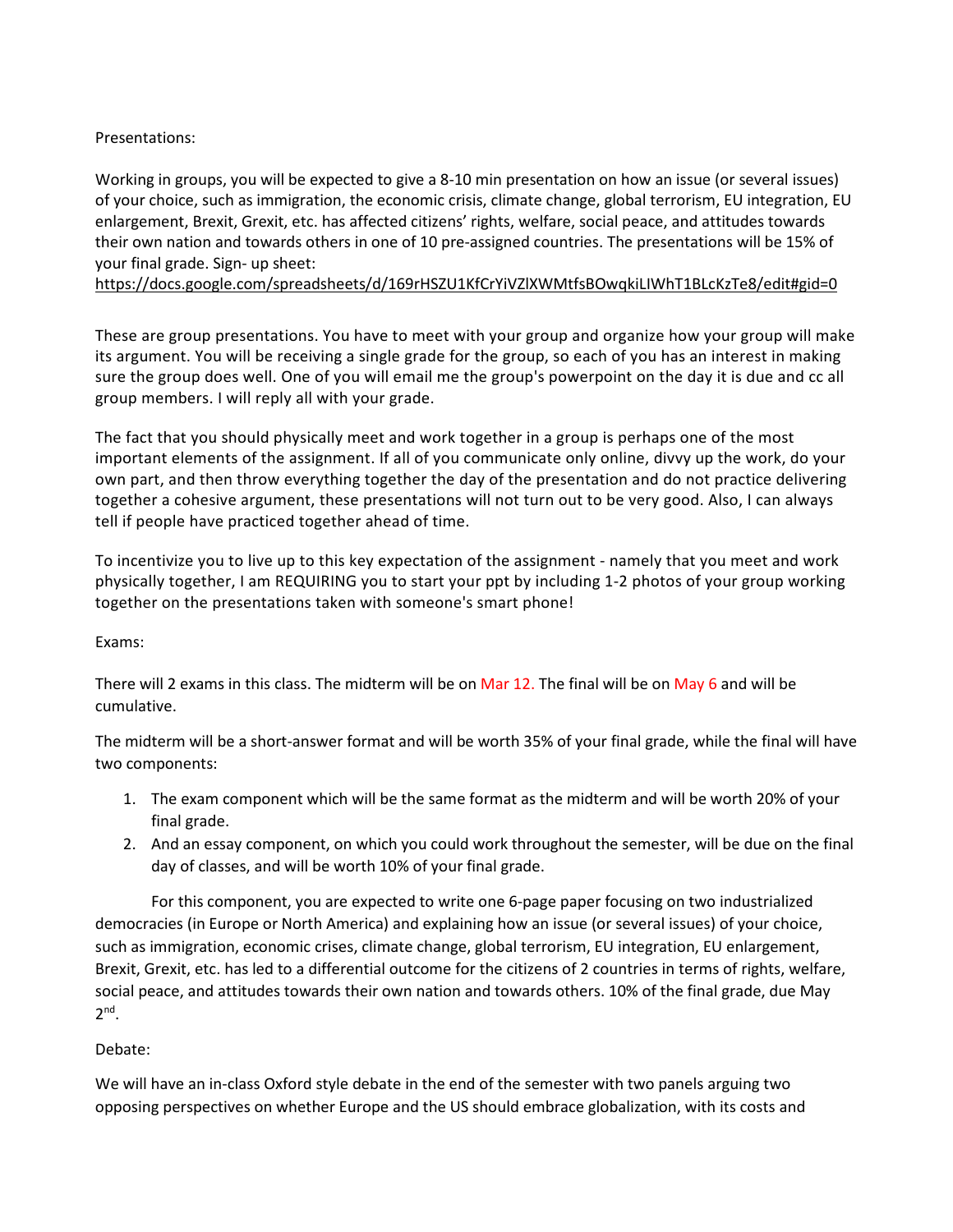Presentations:

Working in groups, you will be expected to give a 8-10 min presentation on how an issue (or several issues) of your choice, such as immigration, the economic crisis, climate change, global terrorism, EU integration, EU enlargement, Brexit, Grexit, etc. has affected citizens' rights, welfare, social peace, and attitudes towards their own nation and towards others in one of 10 pre-assigned countries. The presentations will be 15% of your final grade. Sign- up sheet: https://docs.google.com/spreadsheets/d/169rHSZU1KfCrYiVZlXWMtfsBOwqkiLIWhT1BLcKzTe8/edit#gid=0

These are group presentations. You have to meet with your group and organize how your group will make its argument. You will be receiving a single grade for the group, so each of you has an interest in making sure the group does well. One of you will email me the group's powerpoint on the day it is due and cc all group members. I will reply all with your grade.

The fact that you should physically meet and work together in a group is perhaps one of the most important elements of the assignment. If all of you communicate only online, divvy up the work, do your own part, and then throw everything together the day of the presentation and do not practice delivering together a cohesive argument, these presentations will not turn out to be very good. Also, I can always tell if people have practiced together ahead of time.

To incentivize you to live up to this key expectation of the assignment - namely that you meet and work physically together, I am REQUIRING you to start your ppt by including 1-2 photos of your group working together on the presentations taken with someone's smart phone!

Exams:

There will 2 exams in this class. The midterm will be on Mar 12. The final will be on May 6 and will be cumulative.

The midterm will be a short-answer format and will be worth 35% of your final grade, while the final will have two components:

1. The exam component which will be the same format as the midterm and will be worth 20% of your final grade.
2. And an essay component, on which you could work throughout the semester, will be due on the final day of classes, and will be worth 10% of your final grade.

For this component, you are expected to write one 6-page paper focusing on two industrialized democracies (in Europe or North America) and explaining how an issue (or several issues) of your choice, such as immigration, economic crises, climate change, global terrorism, EU integration, EU enlargement, Brexit, Grexit, etc. has led to a differential outcome for the citizens of 2 countries in terms of rights, welfare, social peace, and attitudes towards their own nation and towards others. 10% of the final grade, due May 2nd.

Debate:

We will have an in-class Oxford style debate in the end of the semester with two panels arguing two opposing perspectives on whether Europe and the US should embrace globalization, with its costs and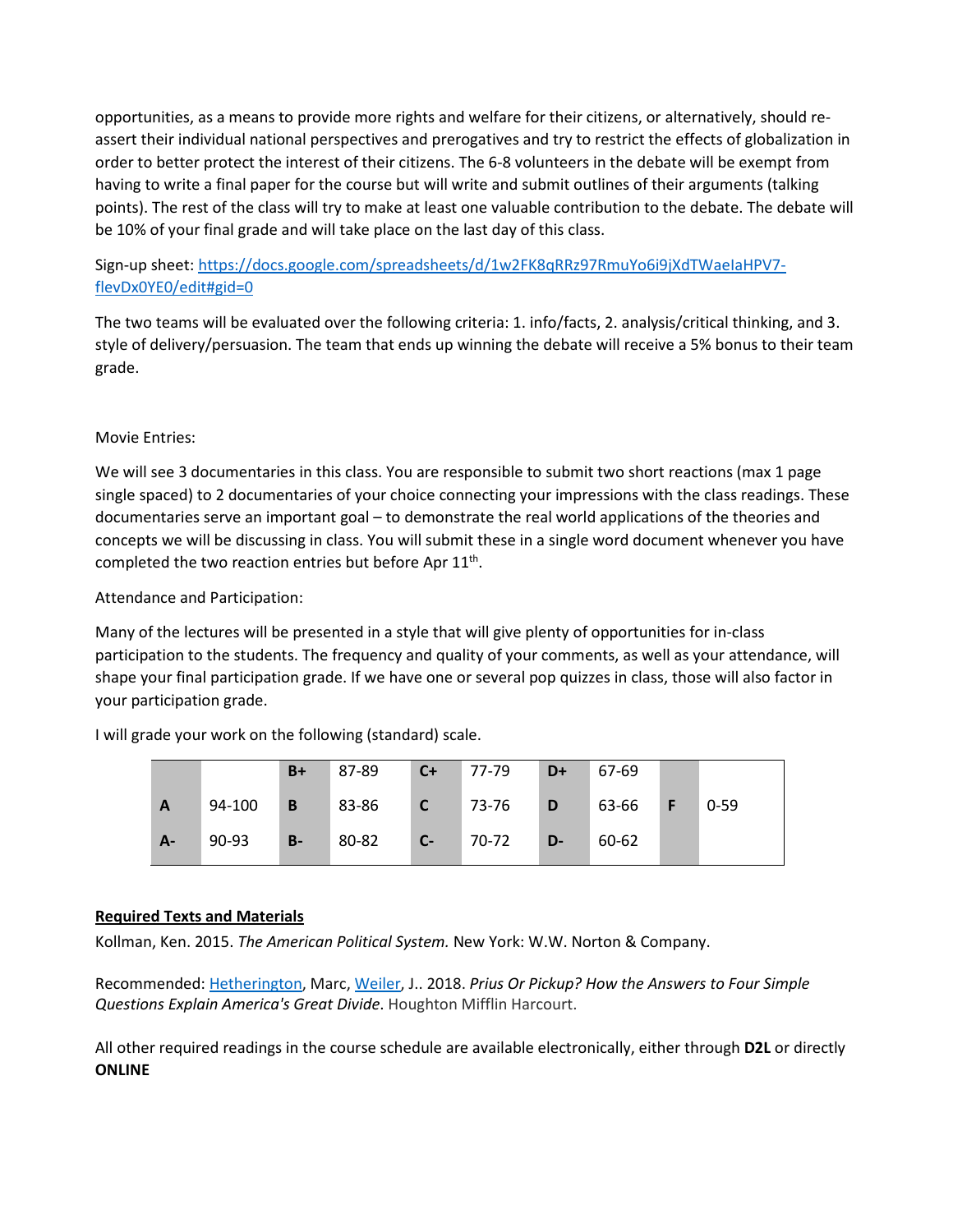opportunities, as a means to provide more rights and welfare for their citizens, or alternatively, should re-assert their individual national perspectives and prerogatives and try to restrict the effects of globalization in order to better protect the interest of their citizens. The 6-8 volunteers in the debate will be exempt from having to write a final paper for the course but will write and submit outlines of their arguments (talking points). The rest of the class will try to make at least one valuable contribution to the debate. The debate will be 10% of your final grade and will take place on the last day of this class.

Sign-up sheet: [https://docs.google.com/spreadsheets/d/1w2FK8qRRz97RmuYo6i9jXdTWaeIaHPV7-flevDx0YE0/edit#gid=0](https://docs.google.com/spreadsheets/d/1w2FK8qRRz97RmuYo6i9jXdTWaeIaHPV7-flevDx0YE0/edit#gid=0)

The two teams will be evaluated over the following criteria: 1. info/facts, 2. analysis/critical thinking, and 3. style of delivery/persuasion. The team that ends up winning the debate will receive a 5% bonus to their team grade.

Movie Entries:

We will see 3 documentaries in this class. You are responsible to submit two short reactions (max 1 page single spaced) to 2 documentaries of your choice connecting your impressions with the class readings. These documentaries serve an important goal – to demonstrate the real world applications of the theories and concepts we will be discussing in class. You will submit these in a single word document whenever you have completed the two reaction entries but before Apr 11th.

Attendance and Participation:

Many of the lectures will be presented in a style that will give plenty of opportunities for in-class participation to the students. The frequency and quality of your comments, as well as your attendance, will shape your final participation grade. If we have one or several pop quizzes in class, those will also factor in your participation grade.

I will grade your work on the following (standard) scale.

| | | | | | | | | | |
|---|---|---|---|---|---|---|---|---|---|
| | | **B+** | 87-89 | **C+** | 77-79 | **D+** | 67-69 | | |
| **A** | 94-100 | **B** | 83-86 | **C** | 73-76 | **D** | 63-66 | **F** | 0-59 |
| **A-** | 90-93 | **B-** | 80-82 | **C-** | 70-72 | **D-** | 60-62 | | |

**Required Texts and Materials**

Kollman, Ken. 2015. *The American Political System.* New York: W.W. Norton & Company.

Recommended: Hetherington, Marc, Weiler, J.. 2018. *Prius Or Pickup? How the Answers to Four Simple Questions Explain America's Great Divide*. Houghton Mifflin Harcourt.

All other required readings in the course schedule are available electronically, either through **D2L** or directly **ONLINE**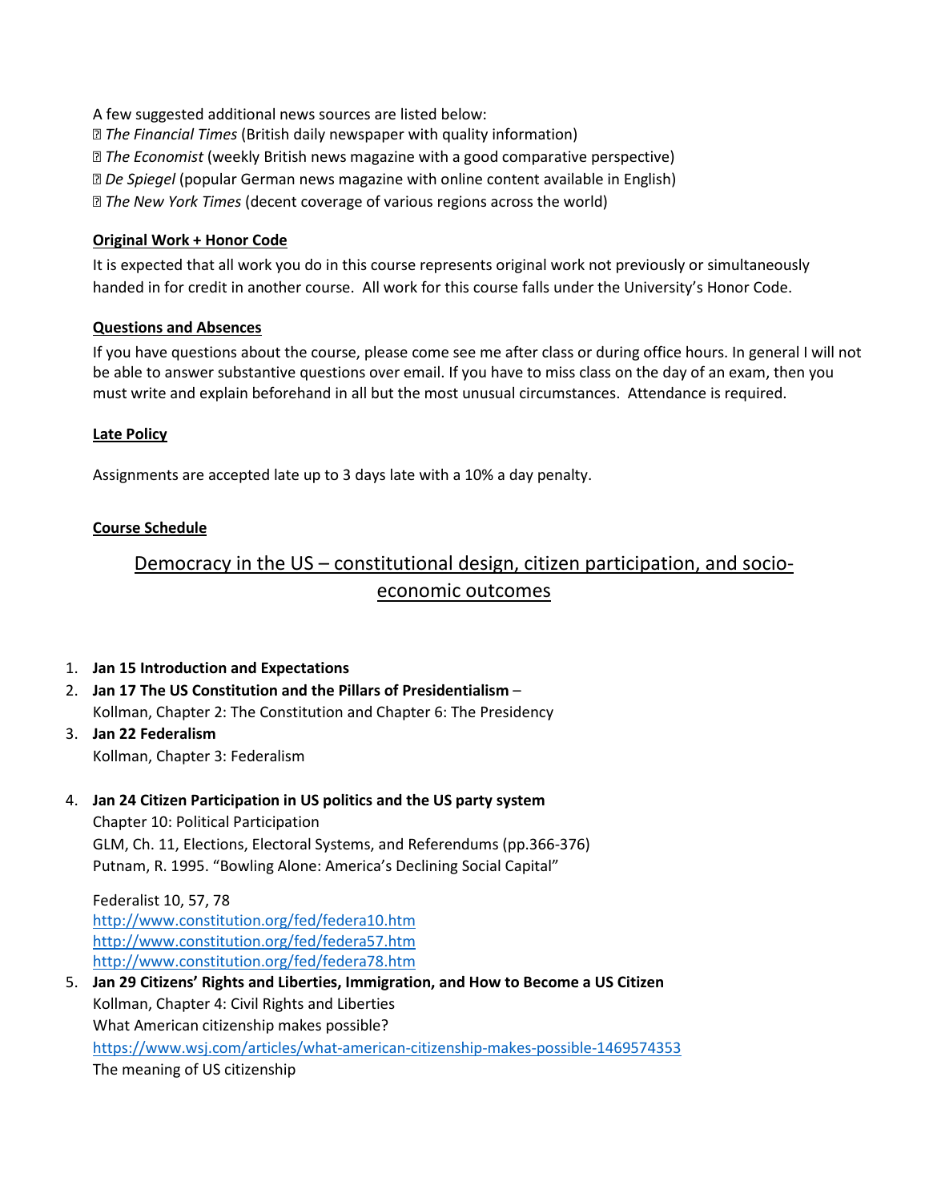A few suggested additional news sources are listed below:

- *The Financial Times* (British daily newspaper with quality information)
- *The Economist* (weekly British news magazine with a good comparative perspective)
- *De Spiegel* (popular German news magazine with online content available in English)
- *The New York Times* (decent coverage of various regions across the world)

**Original Work + Honor Code**

It is expected that all work you do in this course represents original work not previously or simultaneously handed in for credit in another course. All work for this course falls under the University's Honor Code.

**Questions and Absences**

If you have questions about the course, please come see me after class or during office hours. In general I will not be able to answer substantive questions over email. If you have to miss class on the day of an exam, then you must write and explain beforehand in all but the most unusual circumstances. Attendance is required.

**Late Policy**

Assignments are accepted late up to 3 days late with a 10% a day penalty.

**Course Schedule**

## Democracy in the US – constitutional design, citizen participation, and socio-economic outcomes

1. **Jan 15 Introduction and Expectations**
2. **Jan 17 The US Constitution and the Pillars of Presidentialism** –
   Kollman, Chapter 2: The Constitution and Chapter 6: The Presidency
3. **Jan 22 Federalism**
   Kollman, Chapter 3: Federalism
4. **Jan 24 Citizen Participation in US politics and the US party system**
   Chapter 10: Political Participation
   GLM, Ch. 11, Elections, Electoral Systems, and Referendums (pp.366-376)
   Putnam, R. 1995. "Bowling Alone: America's Declining Social Capital"

   Federalist 10, 57, 78
   http://www.constitution.org/fed/federa10.htm
   http://www.constitution.org/fed/federa57.htm
   http://www.constitution.org/fed/federa78.htm
5. **Jan 29 Citizens' Rights and Liberties, Immigration, and How to Become a US Citizen**
   Kollman, Chapter 4: Civil Rights and Liberties
   What American citizenship makes possible?
   https://www.wsj.com/articles/what-american-citizenship-makes-possible-1469574353
   The meaning of US citizenship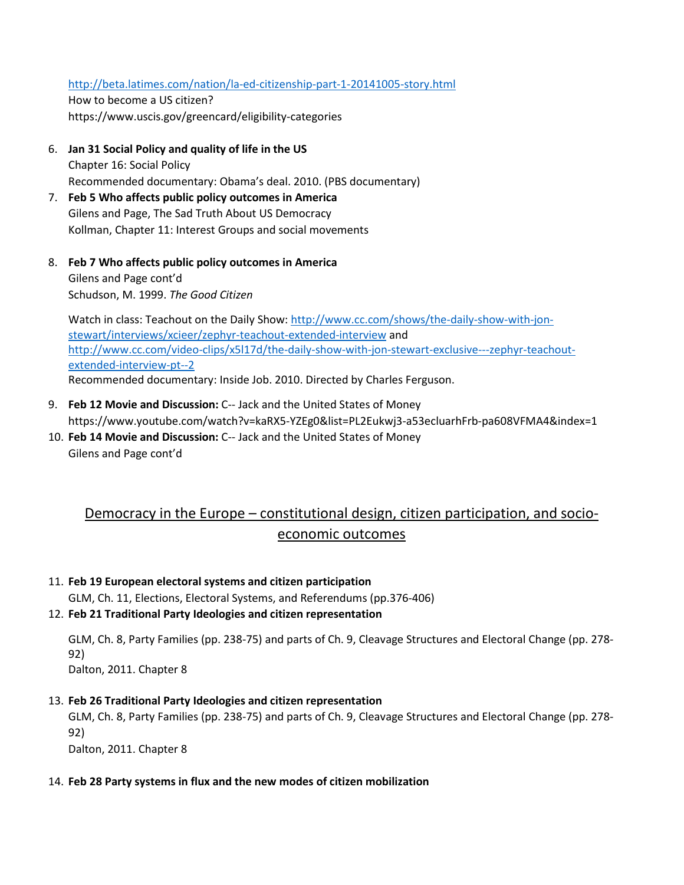http://beta.latimes.com/nation/la-ed-citizenship-part-1-20141005-story.html
How to become a US citizen?
https://www.uscis.gov/greencard/eligibility-categories

6. **Jan 31 Social Policy and quality of life in the US**
   Chapter 16: Social Policy
   Recommended documentary: Obama's deal. 2010. (PBS documentary)
7. **Feb 5 Who affects public policy outcomes in America**
   Gilens and Page, The Sad Truth About US Democracy
   Kollman, Chapter 11: Interest Groups and social movements

8. **Feb 7 Who affects public policy outcomes in America**
   Gilens and Page cont'd
   Schudson, M. 1999. *The Good Citizen*

   Watch in class: Teachout on the Daily Show: http://www.cc.com/shows/the-daily-show-with-jon-stewart/interviews/xcieer/zephyr-teachout-extended-interview and http://www.cc.com/video-clips/x5l17d/the-daily-show-with-jon-stewart-exclusive---zephyr-teachout-extended-interview-pt--2
   Recommended documentary: Inside Job. 2010. Directed by Charles Ferguson.

9. **Feb 12 Movie and Discussion:** C-- Jack and the United States of Money
   https://www.youtube.com/watch?v=kaRX5-YZEg0&list=PL2Eukwj3-a53ecluarhFrb-pa608VFMA4&index=1
10. **Feb 14 Movie and Discussion:** C-- Jack and the United States of Money
    Gilens and Page cont'd

## Democracy in the Europe – constitutional design, citizen participation, and socio-economic outcomes

11. **Feb 19 European electoral systems and citizen participation**
    GLM, Ch. 11, Elections, Electoral Systems, and Referendums (pp.376-406)
12. **Feb 21 Traditional Party Ideologies and citizen representation**

    GLM, Ch. 8, Party Families (pp. 238-75) and parts of Ch. 9, Cleavage Structures and Electoral Change (pp. 278-92)
    Dalton, 2011. Chapter 8

13. **Feb 26 Traditional Party Ideologies and citizen representation**
    GLM, Ch. 8, Party Families (pp. 238-75) and parts of Ch. 9, Cleavage Structures and Electoral Change (pp. 278-92)
    Dalton, 2011. Chapter 8

14. **Feb 28 Party systems in flux and the new modes of citizen mobilization**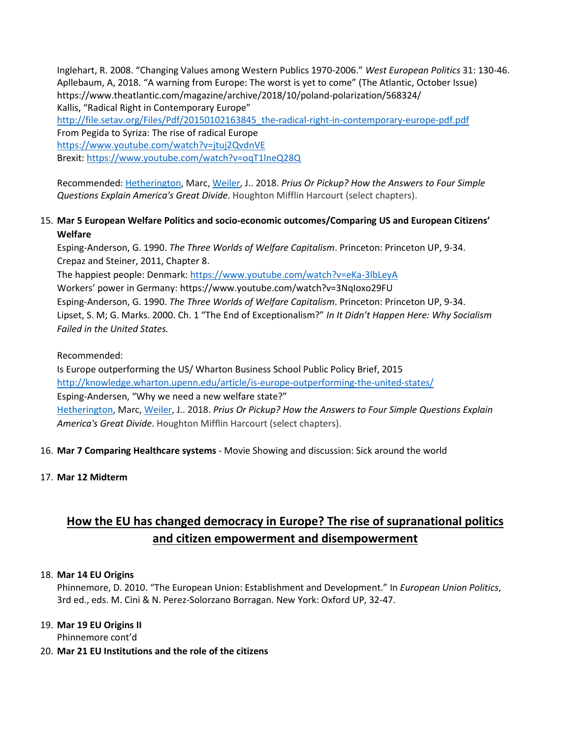Inglehart, R. 2008. "Changing Values among Western Publics 1970-2006." *West European Politics* 31: 130-46.
Apllebaum, A, 2018. "A warning from Europe: The worst is yet to come" (The Atlantic, October Issue) https://www.theatlantic.com/magazine/archive/2018/10/poland-polarization/568324/
Kallis, "Radical Right in Contemporary Europe"
http://file.setav.org/Files/Pdf/20150102163845_the-radical-right-in-contemporary-europe-pdf.pdf
From Pegida to Syriza: The rise of radical Europe
https://www.youtube.com/watch?v=jtuj2QvdnVE
Brexit: https://www.youtube.com/watch?v=oqT1lneQ28Q

Recommended: Hetherington, Marc, Weiler, J.. 2018. *Prius Or Pickup? How the Answers to Four Simple Questions Explain America's Great Divide*. Houghton Mifflin Harcourt (select chapters).

15. **Mar 5 European Welfare Politics and socio-economic outcomes/Comparing US and European Citizens' Welfare**
    Esping-Anderson, G. 1990. *The Three Worlds of Welfare Capitalism*. Princeton: Princeton UP, 9-34.
    Crepaz and Steiner, 2011, Chapter 8.
    The happiest people: Denmark: https://www.youtube.com/watch?v=eKa-3lbLeyA
    Workers' power in Germany: https://www.youtube.com/watch?v=3NqIoxo29FU
    Esping-Anderson, G. 1990. *The Three Worlds of Welfare Capitalism*. Princeton: Princeton UP, 9-34.
    Lipset, S. M; G. Marks. 2000. Ch. 1 "The End of Exceptionalism?" *In It Didn't Happen Here: Why Socialism Failed in the United States.*

    Recommended:
    Is Europe outperforming the US/ Wharton Business School Public Policy Brief, 2015
    http://knowledge.wharton.upenn.edu/article/is-europe-outperforming-the-united-states/
    Esping-Andersen, "Why we need a new welfare state?"
    Hetherington, Marc, Weiler, J.. 2018. *Prius Or Pickup? How the Answers to Four Simple Questions Explain America's Great Divide*. Houghton Mifflin Harcourt (select chapters).

16. **Mar 7 Comparing Healthcare systems** - Movie Showing and discussion: Sick around the world

17. **Mar 12 Midterm**

## How the EU has changed democracy in Europe? The rise of supranational politics and citizen empowerment and disempowerment

18. **Mar 14 EU Origins**
    Phinnemore, D. 2010. "The European Union: Establishment and Development." In *European Union Politics*, 3rd ed., eds. M. Cini & N. Perez-Solorzano Borragan. New York: Oxford UP, 32-47.

19. **Mar 19 EU Origins II**
    Phinnemore cont'd
20. **Mar 21 EU Institutions and the role of the citizens**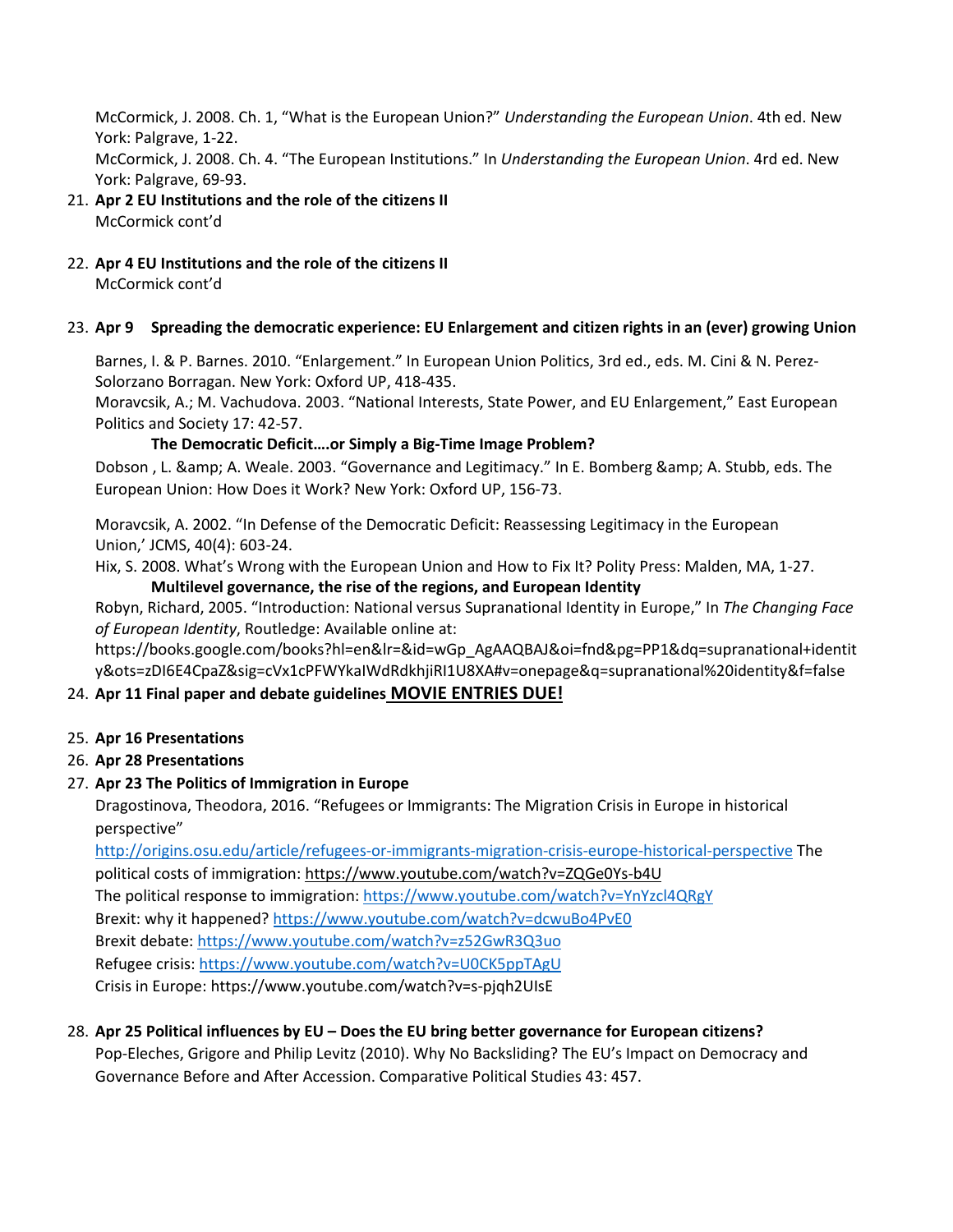McCormick, J. 2008. Ch. 1, “What is the European Union?” *Understanding the European Union*. 4th ed. New York: Palgrave, 1-22.
McCormick, J. 2008. Ch. 4. “The European Institutions.” In *Understanding the European Union*. 4rd ed. New York: Palgrave, 69-93.

21. **Apr 2 EU Institutions and the role of the citizens II**
    McCormick cont’d

22. **Apr 4 EU Institutions and the role of the citizens II**
    McCormick cont’d

23. **Apr 9 Spreading the democratic experience: EU Enlargement and citizen rights in an (ever) growing Union**

    Barnes, I. & P. Barnes. 2010. “Enlargement.” In European Union Politics, 3rd ed., eds. M. Cini & N. Perez-Solorzano Borragan. New York: Oxford UP, 418-435.
    Moravcsik, A.; M. Vachudova. 2003. “National Interests, State Power, and EU Enlargement,” East European Politics and Society 17: 42-57.

    **The Democratic Deficit….or Simply a Big-Time Image Problem?**

    Dobson , L. &amp; A. Weale. 2003. “Governance and Legitimacy.” In E. Bomberg &amp; A. Stubb, eds. The European Union: How Does it Work? New York: Oxford UP, 156-73.

    Moravcsik, A. 2002. “In Defense of the Democratic Deficit: Reassessing Legitimacy in the European Union,’ JCMS, 40(4): 603-24.
    Hix, S. 2008. What’s Wrong with the European Union and How to Fix It? Polity Press: Malden, MA, 1-27.

    **Multilevel governance, the rise of the regions, and European Identity**

    Robyn, Richard, 2005. “Introduction: National versus Supranational Identity in Europe,” In *The Changing Face of European Identity*, Routledge: Available online at:
    https://books.google.com/books?hl=en&lr=&id=wGp_AgAAQBAJ&oi=fnd&pg=PP1&dq=supranational+identity&ots=zDI6E4CpaZ&sig=cVx1cPFWYkaIWdRdkhjiRI1U8XA#v=onepage&q=supranational%20identity&f=false

24. **Apr 11 Final paper and debate guidelines** **MOVIE ENTRIES DUE!**

25. **Apr 16 Presentations**
26. **Apr 28 Presentations**
27. **Apr 23 The Politics of Immigration in Europe**
    Dragostinova, Theodora, 2016. “Refugees or Immigrants: The Migration Crisis in Europe in historical perspective”
    http://origins.osu.edu/article/refugees-or-immigrants-migration-crisis-europe-historical-perspective The political costs of immigration: https://www.youtube.com/watch?v=ZQGe0Ys-b4U
    The political response to immigration: https://www.youtube.com/watch?v=YnYzcl4QRgY
    Brexit: why it happened? https://www.youtube.com/watch?v=dcwuBo4PvE0
    Brexit debate: https://www.youtube.com/watch?v=z52GwR3Q3uo
    Refugee crisis: https://www.youtube.com/watch?v=U0CK5ppTAgU
    Crisis in Europe: https://www.youtube.com/watch?v=s-pjqh2UIsE

28. **Apr 25 Political influences by EU – Does the EU bring better governance for European citizens?**
    Pop-Eleches, Grigore and Philip Levitz (2010). Why No Backsliding? The EU’s Impact on Democracy and Governance Before and After Accession. Comparative Political Studies 43: 457.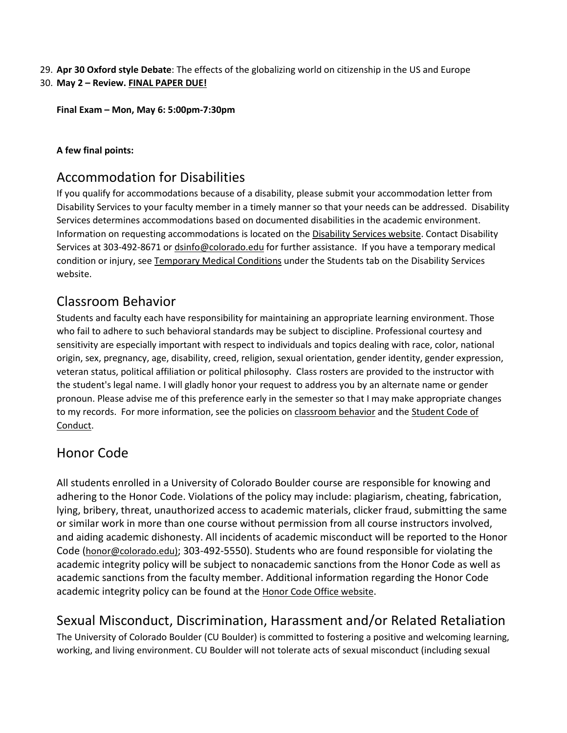29. **Apr 30 Oxford style Debate**: The effects of the globalizing world on citizenship in the US and Europe
30. **May 2 – Review. FINAL PAPER DUE!**

**Final Exam – Mon, May 6: 5:00pm-7:30pm**

**A few final points:**

## Accommodation for Disabilities

If you qualify for accommodations because of a disability, please submit your accommodation letter from Disability Services to your faculty member in a timely manner so that your needs can be addressed. Disability Services determines accommodations based on documented disabilities in the academic environment. Information on requesting accommodations is located on the Disability Services website. Contact Disability Services at 303-492-8671 or dsinfo@colorado.edu for further assistance. If you have a temporary medical condition or injury, see Temporary Medical Conditions under the Students tab on the Disability Services website.

## Classroom Behavior

Students and faculty each have responsibility for maintaining an appropriate learning environment. Those who fail to adhere to such behavioral standards may be subject to discipline. Professional courtesy and sensitivity are especially important with respect to individuals and topics dealing with race, color, national origin, sex, pregnancy, age, disability, creed, religion, sexual orientation, gender identity, gender expression, veteran status, political affiliation or political philosophy. Class rosters are provided to the instructor with the student's legal name. I will gladly honor your request to address you by an alternate name or gender pronoun. Please advise me of this preference early in the semester so that I may make appropriate changes to my records. For more information, see the policies on classroom behavior and the Student Code of Conduct.

## Honor Code

All students enrolled in a University of Colorado Boulder course are responsible for knowing and adhering to the Honor Code. Violations of the policy may include: plagiarism, cheating, fabrication, lying, bribery, threat, unauthorized access to academic materials, clicker fraud, submitting the same or similar work in more than one course without permission from all course instructors involved, and aiding academic dishonesty. All incidents of academic misconduct will be reported to the Honor Code (honor@colorado.edu); 303-492-5550). Students who are found responsible for violating the academic integrity policy will be subject to nonacademic sanctions from the Honor Code as well as academic sanctions from the faculty member. Additional information regarding the Honor Code academic integrity policy can be found at the Honor Code Office website.

## Sexual Misconduct, Discrimination, Harassment and/or Related Retaliation

The University of Colorado Boulder (CU Boulder) is committed to fostering a positive and welcoming learning, working, and living environment. CU Boulder will not tolerate acts of sexual misconduct (including sexual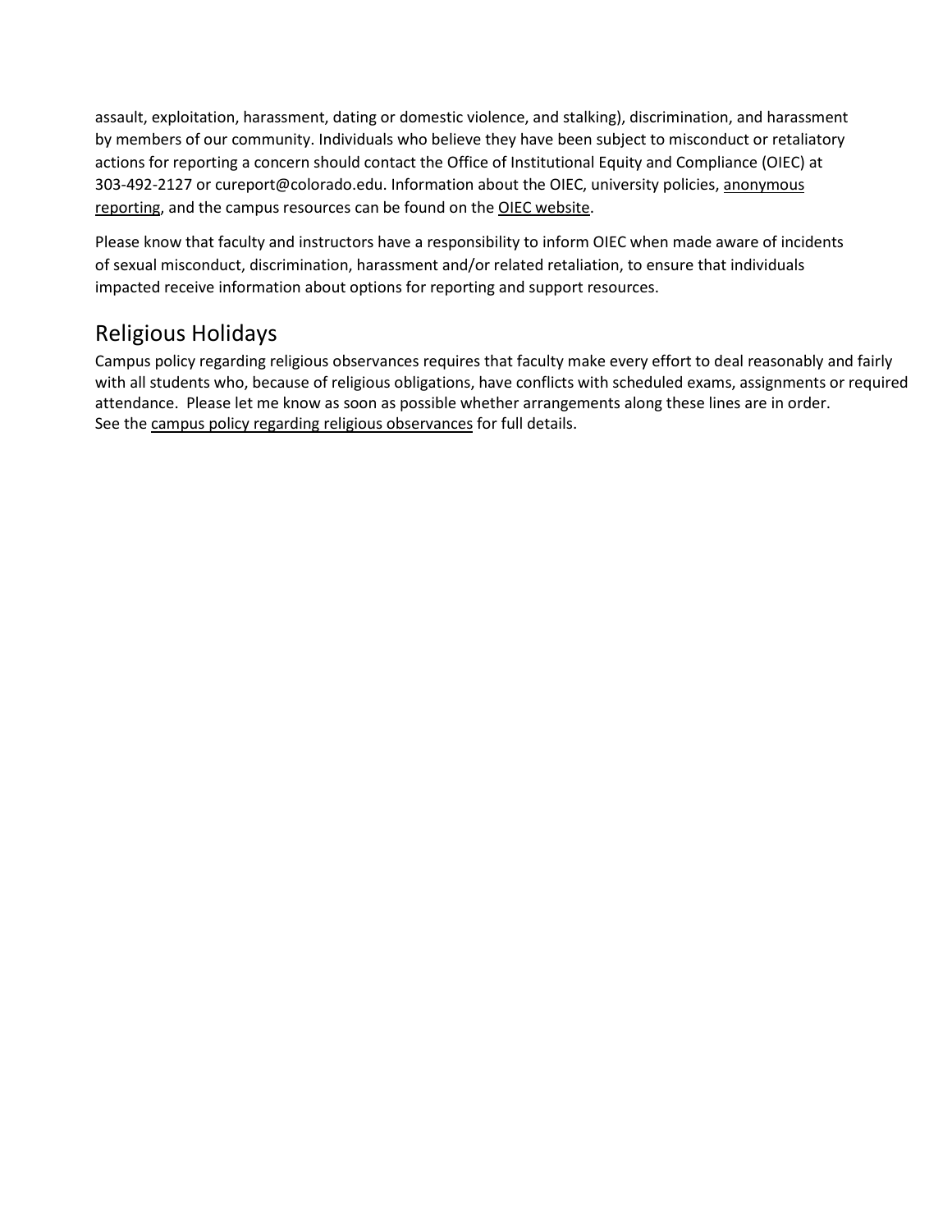assault, exploitation, harassment, dating or domestic violence, and stalking), discrimination, and harassment by members of our community. Individuals who believe they have been subject to misconduct or retaliatory actions for reporting a concern should contact the Office of Institutional Equity and Compliance (OIEC) at 303-492-2127 or cureport@colorado.edu. Information about the OIEC, university policies, anonymous reporting, and the campus resources can be found on the OIEC website.

Please know that faculty and instructors have a responsibility to inform OIEC when made aware of incidents of sexual misconduct, discrimination, harassment and/or related retaliation, to ensure that individuals impacted receive information about options for reporting and support resources.

## Religious Holidays

Campus policy regarding religious observances requires that faculty make every effort to deal reasonably and fairly with all students who, because of religious obligations, have conflicts with scheduled exams, assignments or required attendance. Please let me know as soon as possible whether arrangements along these lines are in order. See the campus policy regarding religious observances for full details.